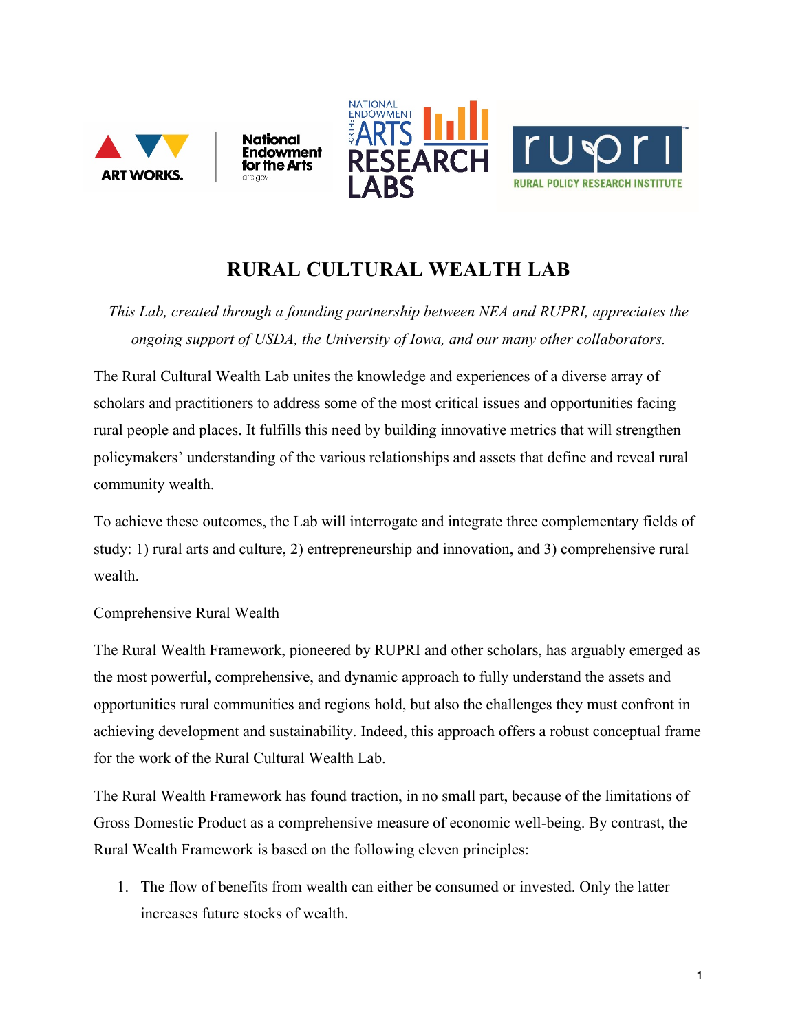# RURAL CULTURAL WEALTH LAB

*This Lab, created through a founding partnership between NEA and RUPRI, appreciates the ongoing support of USDA, the University of Iowa, and our many other collaborators.*

The Rural Cultural Wealth Lab unites the knowledge and experiences of a diverse array of scholars and practitioners to address some of the most critical issues and opportunities facing rural people and places. It fulfills this need by building innovative metrics that will strengthen policymakers' understanding of the various relationships and assets that define and reveal rural community wealth.

To achieve these outcomes, the Lab will interrogate and integrate three complementary fields of study: 1) rural arts and culture, 2) entrepreneurship and innovation, and 3) comprehensive rural wealth.

<u>Comprehensive Rural Wealth</u>

The Rural Wealth Framework, pioneered by RUPRI and other scholars, has arguably emerged as the most powerful, comprehensive, and dynamic approach to fully understand the assets and opportunities rural communities and regions hold, but also the challenges they must confront in achieving development and sustainability. Indeed, this approach offers a robust conceptual frame for the work of the Rural Cultural Wealth Lab.

The Rural Wealth Framework has found traction, in no small part, because of the limitations of Gross Domestic Product as a comprehensive measure of economic well-being. By contrast, the Rural Wealth Framework is based on the following eleven principles:

1. The flow of benefits from wealth can either be consumed or invested. Only the latter increases future stocks of wealth.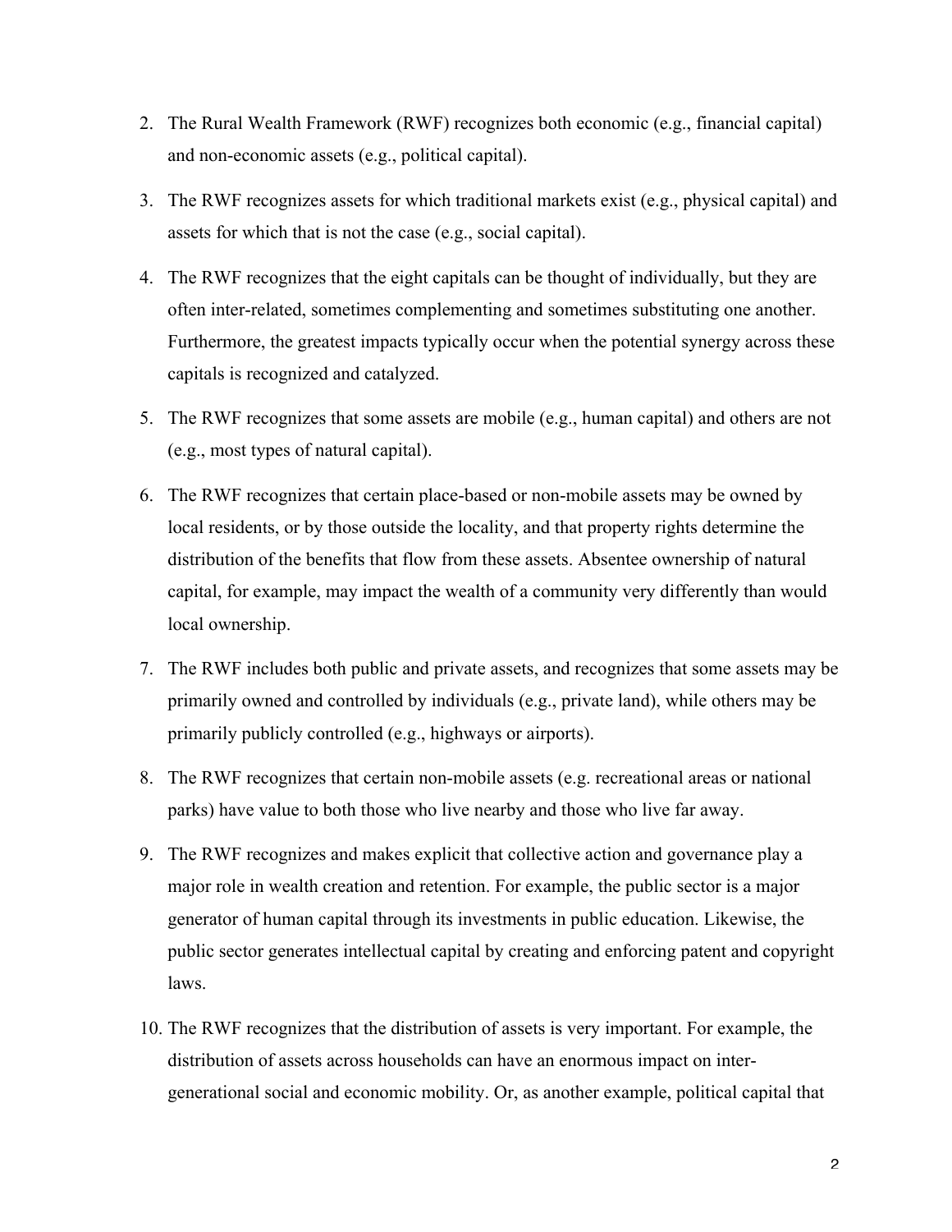2. The Rural Wealth Framework (RWF) recognizes both economic (e.g., financial capital) and non-economic assets (e.g., political capital).
3. The RWF recognizes assets for which traditional markets exist (e.g., physical capital) and assets for which that is not the case (e.g., social capital).
4. The RWF recognizes that the eight capitals can be thought of individually, but they are often inter-related, sometimes complementing and sometimes substituting one another. Furthermore, the greatest impacts typically occur when the potential synergy across these capitals is recognized and catalyzed.
5. The RWF recognizes that some assets are mobile (e.g., human capital) and others are not (e.g., most types of natural capital).
6. The RWF recognizes that certain place-based or non-mobile assets may be owned by local residents, or by those outside the locality, and that property rights determine the distribution of the benefits that flow from these assets. Absentee ownership of natural capital, for example, may impact the wealth of a community very differently than would local ownership.
7. The RWF includes both public and private assets, and recognizes that some assets may be primarily owned and controlled by individuals (e.g., private land), while others may be primarily publicly controlled (e.g., highways or airports).
8. The RWF recognizes that certain non-mobile assets (e.g. recreational areas or national parks) have value to both those who live nearby and those who live far away.
9. The RWF recognizes and makes explicit that collective action and governance play a major role in wealth creation and retention. For example, the public sector is a major generator of human capital through its investments in public education. Likewise, the public sector generates intellectual capital by creating and enforcing patent and copyright laws.
10. The RWF recognizes that the distribution of assets is very important. For example, the distribution of assets across households can have an enormous impact on inter-generational social and economic mobility. Or, as another example, political capital that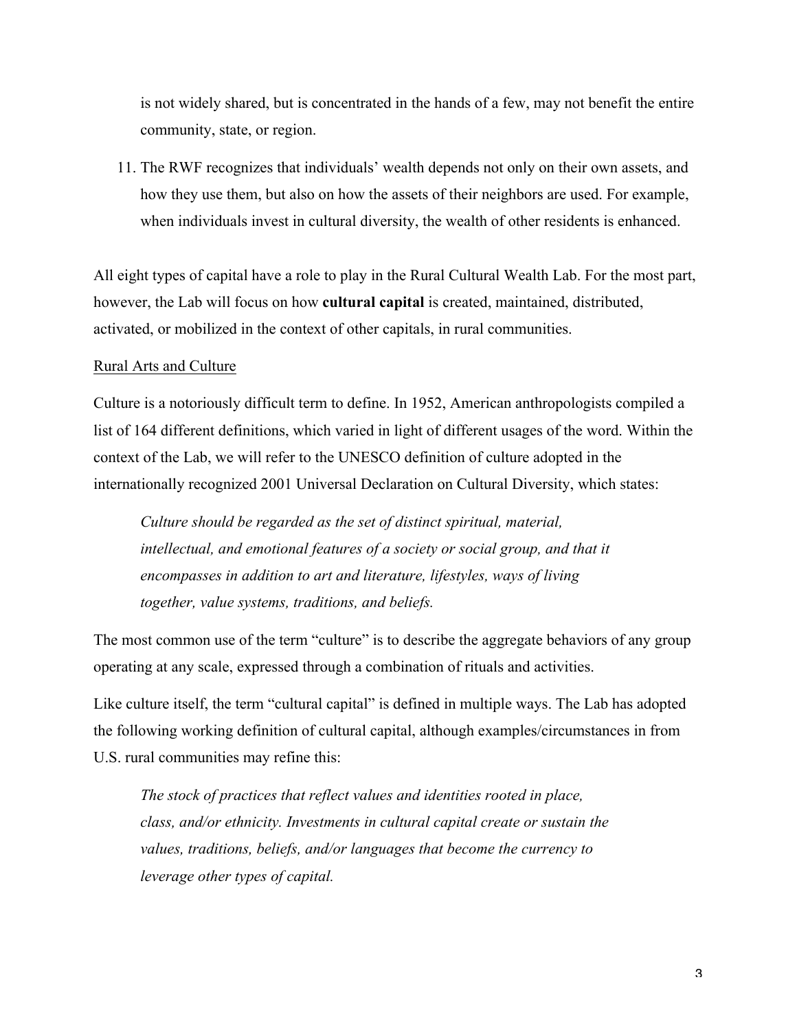is not widely shared, but is concentrated in the hands of a few, may not benefit the entire community, state, or region.

11. The RWF recognizes that individuals' wealth depends not only on their own assets, and how they use them, but also on how the assets of their neighbors are used. For example, when individuals invest in cultural diversity, the wealth of other residents is enhanced.

All eight types of capital have a role to play in the Rural Cultural Wealth Lab. For the most part, however, the Lab will focus on how **cultural capital** is created, maintained, distributed, activated, or mobilized in the context of other capitals, in rural communities.

<u>Rural Arts and Culture</u>

Culture is a notoriously difficult term to define. In 1952, American anthropologists compiled a list of 164 different definitions, which varied in light of different usages of the word. Within the context of the Lab, we will refer to the UNESCO definition of culture adopted in the internationally recognized 2001 Universal Declaration on Cultural Diversity, which states:

> *Culture should be regarded as the set of distinct spiritual, material, intellectual, and emotional features of a society or social group, and that it encompasses in addition to art and literature, lifestyles, ways of living together, value systems, traditions, and beliefs.*

The most common use of the term "culture" is to describe the aggregate behaviors of any group operating at any scale, expressed through a combination of rituals and activities.

Like culture itself, the term "cultural capital" is defined in multiple ways. The Lab has adopted the following working definition of cultural capital, although examples/circumstances in from U.S. rural communities may refine this:

> *The stock of practices that reflect values and identities rooted in place, class, and/or ethnicity. Investments in cultural capital create or sustain the values, traditions, beliefs, and/or languages that become the currency to leverage other types of capital.*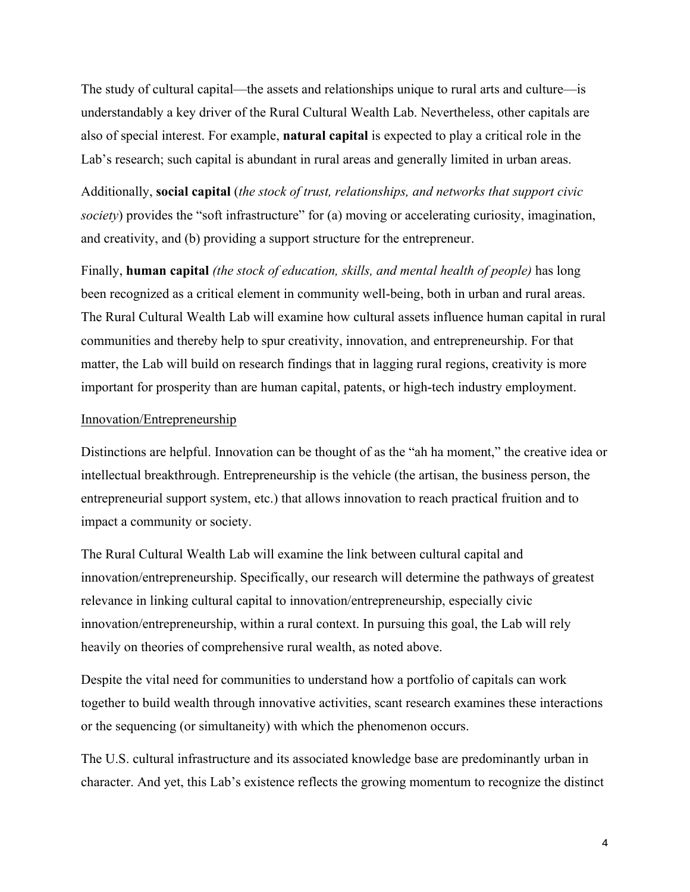The study of cultural capital—the assets and relationships unique to rural arts and culture—is understandably a key driver of the Rural Cultural Wealth Lab. Nevertheless, other capitals are also of special interest. For example, **natural capital** is expected to play a critical role in the Lab's research; such capital is abundant in rural areas and generally limited in urban areas.

Additionally, **social capital** (*the stock of trust, relationships, and networks that support civic society*) provides the "soft infrastructure" for (a) moving or accelerating curiosity, imagination, and creativity, and (b) providing a support structure for the entrepreneur.

Finally, **human capital** *(the stock of education, skills, and mental health of people)* has long been recognized as a critical element in community well-being, both in urban and rural areas. The Rural Cultural Wealth Lab will examine how cultural assets influence human capital in rural communities and thereby help to spur creativity, innovation, and entrepreneurship. For that matter, the Lab will build on research findings that in lagging rural regions, creativity is more important for prosperity than are human capital, patents, or high-tech industry employment.

Innovation/Entrepreneurship

Distinctions are helpful. Innovation can be thought of as the "ah ha moment," the creative idea or intellectual breakthrough. Entrepreneurship is the vehicle (the artisan, the business person, the entrepreneurial support system, etc.) that allows innovation to reach practical fruition and to impact a community or society.

The Rural Cultural Wealth Lab will examine the link between cultural capital and innovation/entrepreneurship. Specifically, our research will determine the pathways of greatest relevance in linking cultural capital to innovation/entrepreneurship, especially civic innovation/entrepreneurship, within a rural context. In pursuing this goal, the Lab will rely heavily on theories of comprehensive rural wealth, as noted above.

Despite the vital need for communities to understand how a portfolio of capitals can work together to build wealth through innovative activities, scant research examines these interactions or the sequencing (or simultaneity) with which the phenomenon occurs.

The U.S. cultural infrastructure and its associated knowledge base are predominantly urban in character. And yet, this Lab's existence reflects the growing momentum to recognize the distinct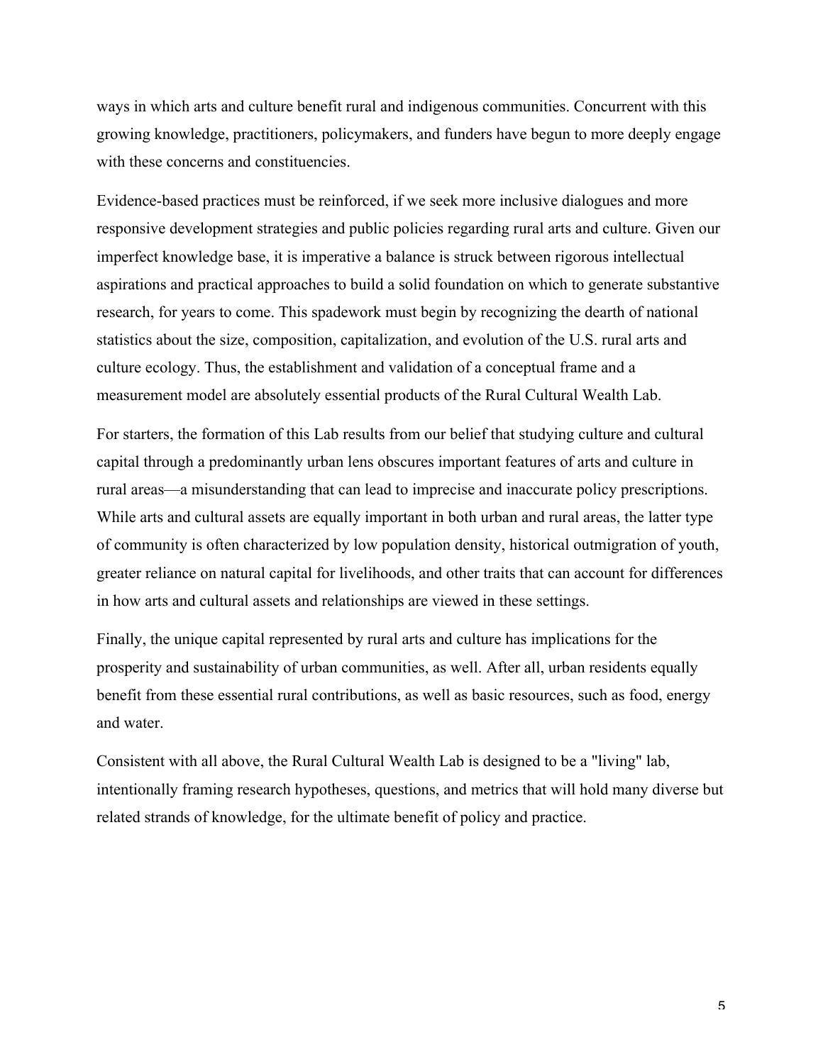ways in which arts and culture benefit rural and indigenous communities. Concurrent with this growing knowledge, practitioners, policymakers, and funders have begun to more deeply engage with these concerns and constituencies.

Evidence-based practices must be reinforced, if we seek more inclusive dialogues and more responsive development strategies and public policies regarding rural arts and culture. Given our imperfect knowledge base, it is imperative a balance is struck between rigorous intellectual aspirations and practical approaches to build a solid foundation on which to generate substantive research, for years to come. This spadework must begin by recognizing the dearth of national statistics about the size, composition, capitalization, and evolution of the U.S. rural arts and culture ecology. Thus, the establishment and validation of a conceptual frame and a measurement model are absolutely essential products of the Rural Cultural Wealth Lab.

For starters, the formation of this Lab results from our belief that studying culture and cultural capital through a predominantly urban lens obscures important features of arts and culture in rural areas—a misunderstanding that can lead to imprecise and inaccurate policy prescriptions. While arts and cultural assets are equally important in both urban and rural areas, the latter type of community is often characterized by low population density, historical outmigration of youth, greater reliance on natural capital for livelihoods, and other traits that can account for differences in how arts and cultural assets and relationships are viewed in these settings.

Finally, the unique capital represented by rural arts and culture has implications for the prosperity and sustainability of urban communities, as well. After all, urban residents equally benefit from these essential rural contributions, as well as basic resources, such as food, energy and water.

Consistent with all above, the Rural Cultural Wealth Lab is designed to be a "living" lab, intentionally framing research hypotheses, questions, and metrics that will hold many diverse but related strands of knowledge, for the ultimate benefit of policy and practice.